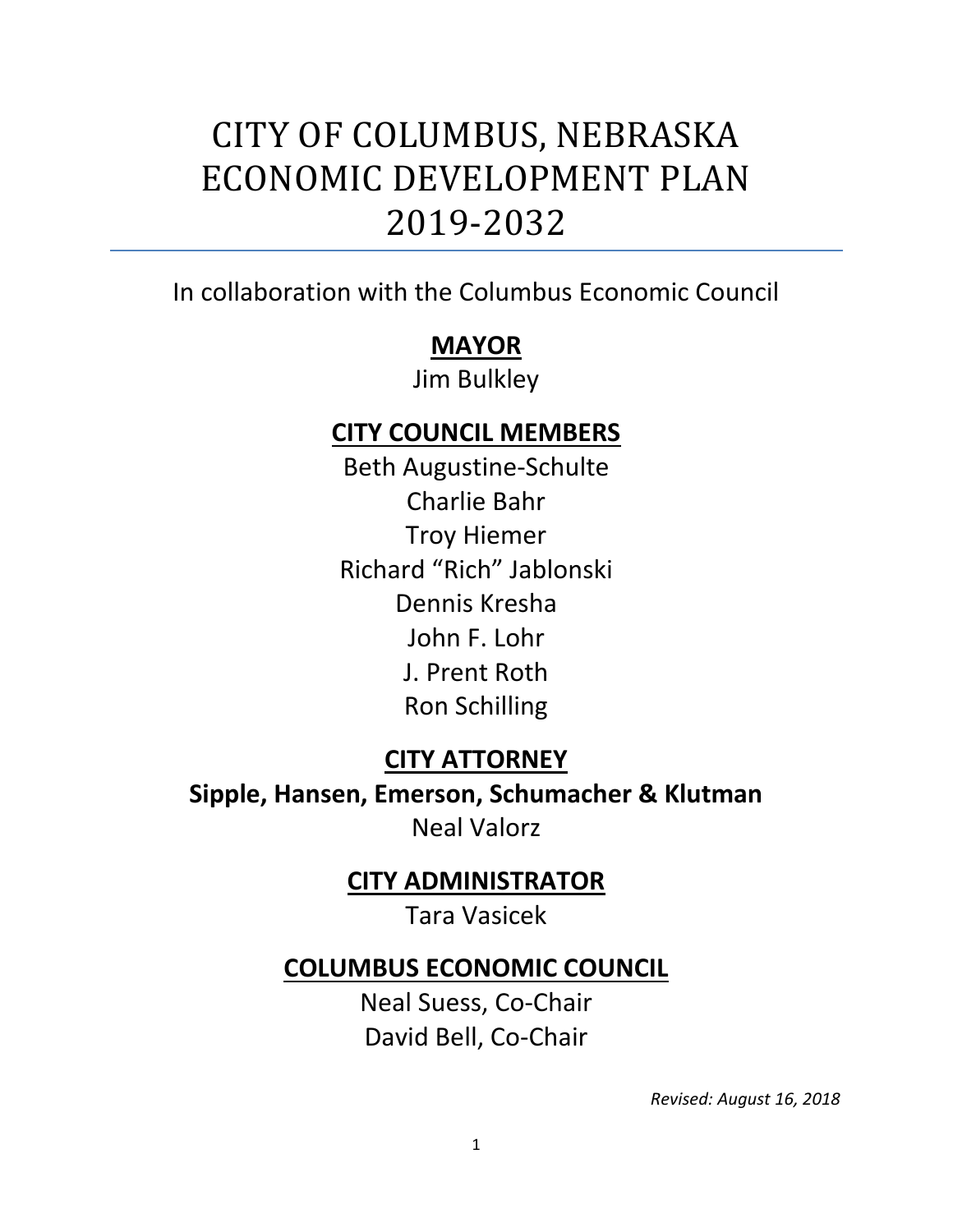# CITY OF COLUMBUS, NEBRASKA ECONOMIC DEVELOPMENT PLAN 2019-2032

In collaboration with the Columbus Economic Council

**MAYOR**

Jim Bulkley

**CITY COUNCIL MEMBERS**

Beth Augustine-Schulte
Charlie Bahr
Troy Hiemer
Richard "Rich" Jablonski
Dennis Kresha
John F. Lohr
J. Prent Roth
Ron Schilling

**CITY ATTORNEY**

**Sipple, Hansen, Emerson, Schumacher & Klutman**

Neal Valorz

**CITY ADMINISTRATOR**

Tara Vasicek

**COLUMBUS ECONOMIC COUNCIL**

Neal Suess, Co-Chair
David Bell, Co-Chair

*Revised: August 16, 2018*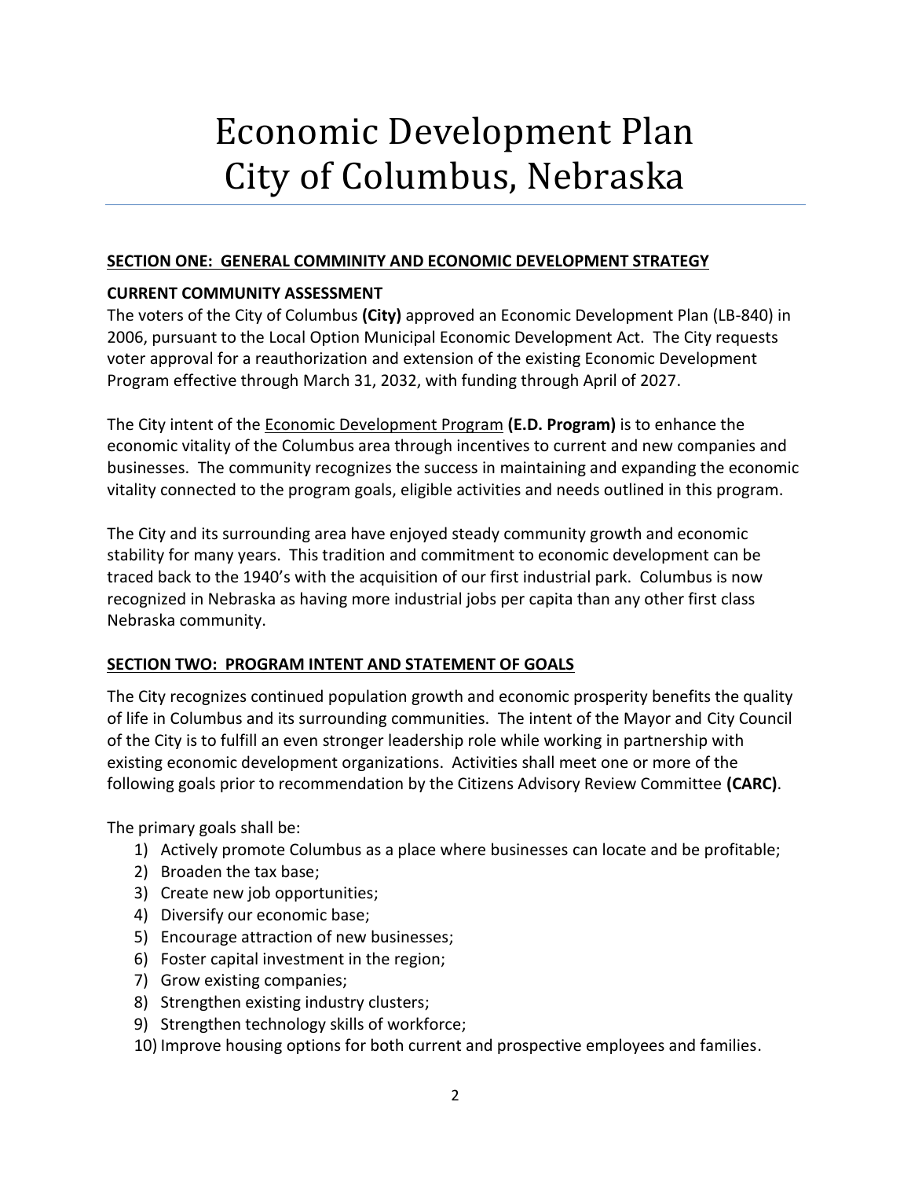# Economic Development Plan City of Columbus, Nebraska

## SECTION ONE: GENERAL COMMINITY AND ECONOMIC DEVELOPMENT STRATEGY

### CURRENT COMMUNITY ASSESSMENT

The voters of the City of Columbus **(City)** approved an Economic Development Plan (LB-840) in 2006, pursuant to the Local Option Municipal Economic Development Act. The City requests voter approval for a reauthorization and extension of the existing Economic Development Program effective through March 31, 2032, with funding through April of 2027.

The City intent of the Economic Development Program **(E.D. Program)** is to enhance the economic vitality of the Columbus area through incentives to current and new companies and businesses. The community recognizes the success in maintaining and expanding the economic vitality connected to the program goals, eligible activities and needs outlined in this program.

The City and its surrounding area have enjoyed steady community growth and economic stability for many years. This tradition and commitment to economic development can be traced back to the 1940's with the acquisition of our first industrial park. Columbus is now recognized in Nebraska as having more industrial jobs per capita than any other first class Nebraska community.

## SECTION TWO: PROGRAM INTENT AND STATEMENT OF GOALS

The City recognizes continued population growth and economic prosperity benefits the quality of life in Columbus and its surrounding communities. The intent of the Mayor and City Council of the City is to fulfill an even stronger leadership role while working in partnership with existing economic development organizations. Activities shall meet one or more of the following goals prior to recommendation by the Citizens Advisory Review Committee **(CARC)**.

The primary goals shall be:

1) Actively promote Columbus as a place where businesses can locate and be profitable;
2) Broaden the tax base;
3) Create new job opportunities;
4) Diversify our economic base;
5) Encourage attraction of new businesses;
6) Foster capital investment in the region;
7) Grow existing companies;
8) Strengthen existing industry clusters;
9) Strengthen technology skills of workforce;
10) Improve housing options for both current and prospective employees and families.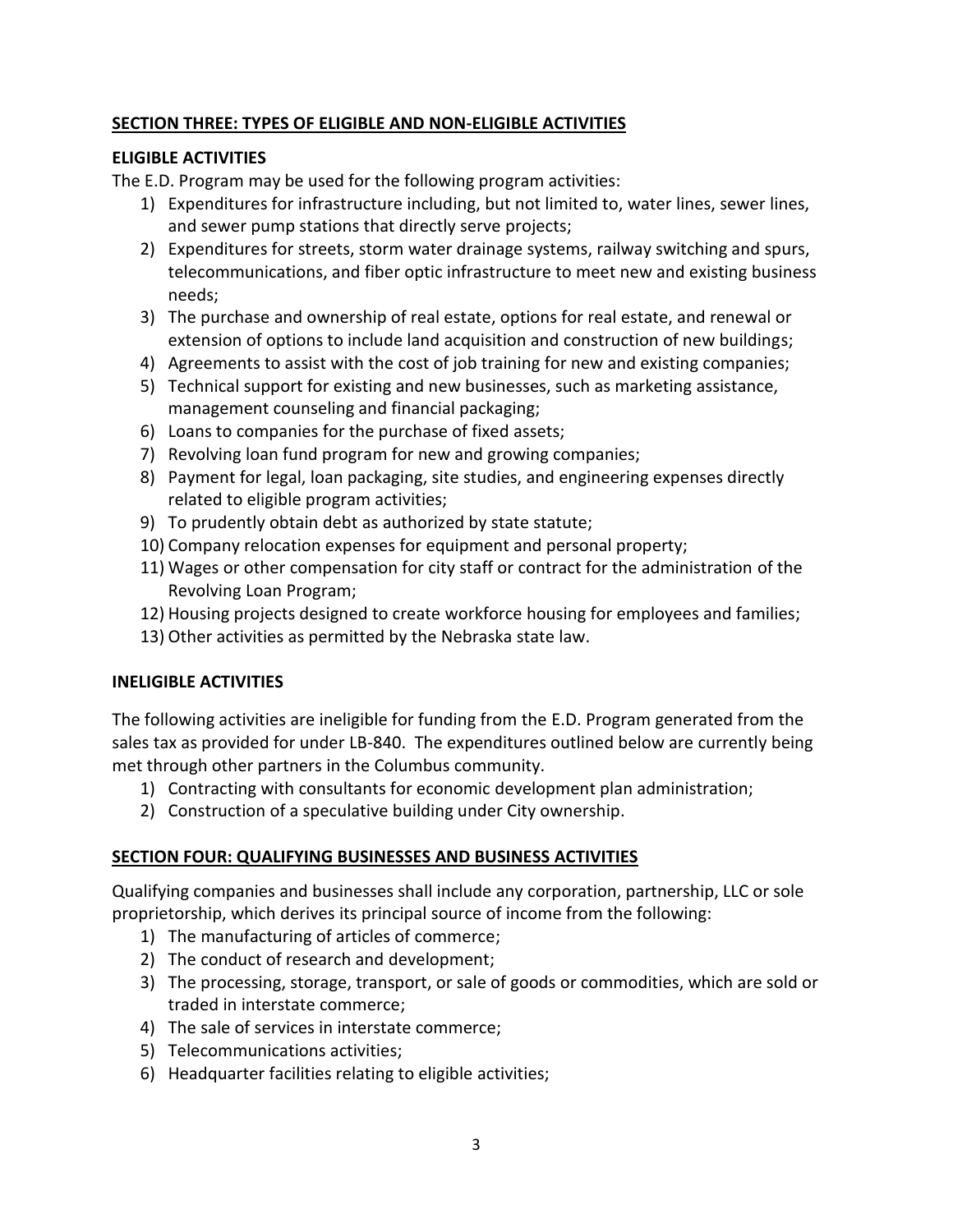## SECTION THREE: TYPES OF ELIGIBLE AND NON-ELIGIBLE ACTIVITIES

### ELIGIBLE ACTIVITIES

The E.D. Program may be used for the following program activities:

1) Expenditures for infrastructure including, but not limited to, water lines, sewer lines, and sewer pump stations that directly serve projects;
2) Expenditures for streets, storm water drainage systems, railway switching and spurs, telecommunications, and fiber optic infrastructure to meet new and existing business needs;
3) The purchase and ownership of real estate, options for real estate, and renewal or extension of options to include land acquisition and construction of new buildings;
4) Agreements to assist with the cost of job training for new and existing companies;
5) Technical support for existing and new businesses, such as marketing assistance, management counseling and financial packaging;
6) Loans to companies for the purchase of fixed assets;
7) Revolving loan fund program for new and growing companies;
8) Payment for legal, loan packaging, site studies, and engineering expenses directly related to eligible program activities;
9) To prudently obtain debt as authorized by state statute;
10) Company relocation expenses for equipment and personal property;
11) Wages or other compensation for city staff or contract for the administration of the Revolving Loan Program;
12) Housing projects designed to create workforce housing for employees and families;
13) Other activities as permitted by the Nebraska state law.

### INELIGIBLE ACTIVITIES

The following activities are ineligible for funding from the E.D. Program generated from the sales tax as provided for under LB-840. The expenditures outlined below are currently being met through other partners in the Columbus community.

1) Contracting with consultants for economic development plan administration;
2) Construction of a speculative building under City ownership.

## SECTION FOUR: QUALIFYING BUSINESSES AND BUSINESS ACTIVITIES

Qualifying companies and businesses shall include any corporation, partnership, LLC or sole proprietorship, which derives its principal source of income from the following:

1) The manufacturing of articles of commerce;
2) The conduct of research and development;
3) The processing, storage, transport, or sale of goods or commodities, which are sold or traded in interstate commerce;
4) The sale of services in interstate commerce;
5) Telecommunications activities;
6) Headquarter facilities relating to eligible activities;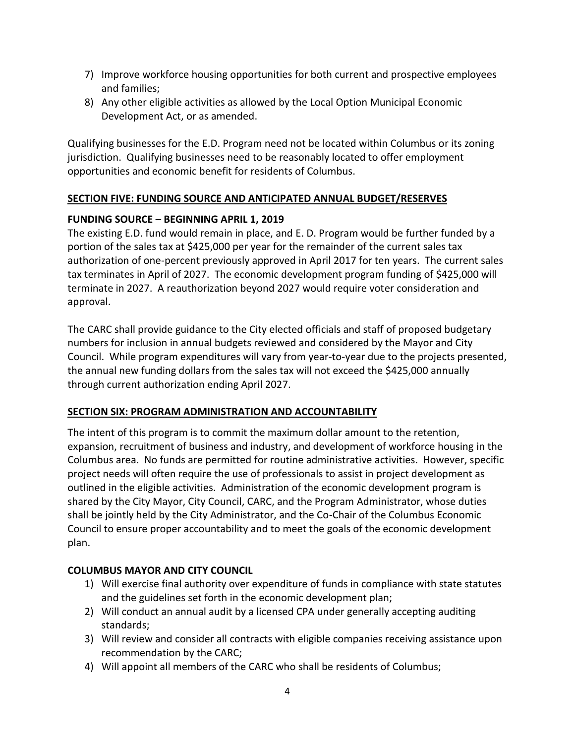7) Improve workforce housing opportunities for both current and prospective employees and families;
8) Any other eligible activities as allowed by the Local Option Municipal Economic Development Act, or as amended.

Qualifying businesses for the E.D. Program need not be located within Columbus or its zoning jurisdiction. Qualifying businesses need to be reasonably located to offer employment opportunities and economic benefit for residents of Columbus.

## SECTION FIVE: FUNDING SOURCE AND ANTICIPATED ANNUAL BUDGET/RESERVES

### FUNDING SOURCE – BEGINNING APRIL 1, 2019

The existing E.D. fund would remain in place, and E. D. Program would be further funded by a portion of the sales tax at $425,000 per year for the remainder of the current sales tax authorization of one-percent previously approved in April 2017 for ten years. The current sales tax terminates in April of 2027. The economic development program funding of $425,000 will terminate in 2027. A reauthorization beyond 2027 would require voter consideration and approval.

The CARC shall provide guidance to the City elected officials and staff of proposed budgetary numbers for inclusion in annual budgets reviewed and considered by the Mayor and City Council. While program expenditures will vary from year-to-year due to the projects presented, the annual new funding dollars from the sales tax will not exceed the $425,000 annually through current authorization ending April 2027.

## SECTION SIX: PROGRAM ADMINISTRATION AND ACCOUNTABILITY

The intent of this program is to commit the maximum dollar amount to the retention, expansion, recruitment of business and industry, and development of workforce housing in the Columbus area. No funds are permitted for routine administrative activities. However, specific project needs will often require the use of professionals to assist in project development as outlined in the eligible activities. Administration of the economic development program is shared by the City Mayor, City Council, CARC, and the Program Administrator, whose duties shall be jointly held by the City Administrator, and the Co-Chair of the Columbus Economic Council to ensure proper accountability and to meet the goals of the economic development plan.

### COLUMBUS MAYOR AND CITY COUNCIL

1) Will exercise final authority over expenditure of funds in compliance with state statutes and the guidelines set forth in the economic development plan;
2) Will conduct an annual audit by a licensed CPA under generally accepting auditing standards;
3) Will review and consider all contracts with eligible companies receiving assistance upon recommendation by the CARC;
4) Will appoint all members of the CARC who shall be residents of Columbus;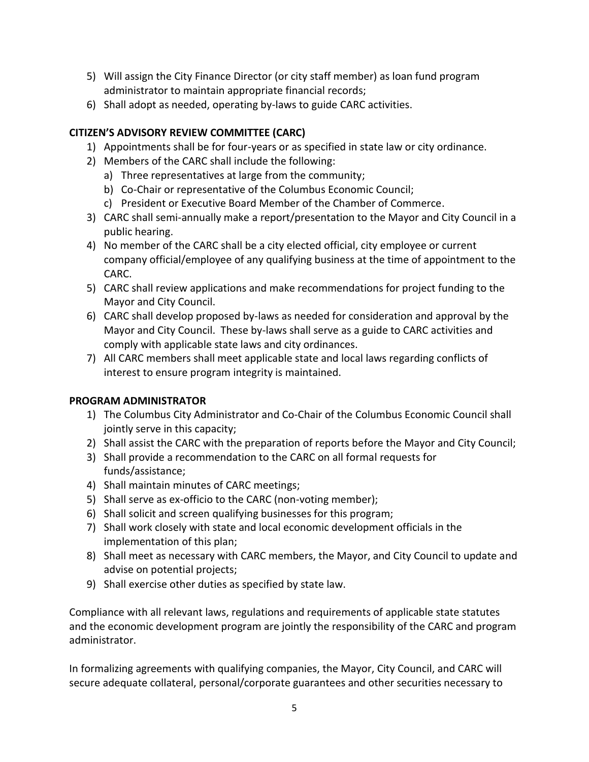5) Will assign the City Finance Director (or city staff member) as loan fund program administrator to maintain appropriate financial records;
6) Shall adopt as needed, operating by-laws to guide CARC activities.

**CITIZEN'S ADVISORY REVIEW COMMITTEE (CARC)**

1) Appointments shall be for four-years or as specified in state law or city ordinance.
2) Members of the CARC shall include the following:
   a) Three representatives at large from the community;
   b) Co-Chair or representative of the Columbus Economic Council;
   c) President or Executive Board Member of the Chamber of Commerce.
3) CARC shall semi-annually make a report/presentation to the Mayor and City Council in a public hearing.
4) No member of the CARC shall be a city elected official, city employee or current company official/employee of any qualifying business at the time of appointment to the CARC.
5) CARC shall review applications and make recommendations for project funding to the Mayor and City Council.
6) CARC shall develop proposed by-laws as needed for consideration and approval by the Mayor and City Council. These by-laws shall serve as a guide to CARC activities and comply with applicable state laws and city ordinances.
7) All CARC members shall meet applicable state and local laws regarding conflicts of interest to ensure program integrity is maintained.

**PROGRAM ADMINISTRATOR**

1) The Columbus City Administrator and Co-Chair of the Columbus Economic Council shall jointly serve in this capacity;
2) Shall assist the CARC with the preparation of reports before the Mayor and City Council;
3) Shall provide a recommendation to the CARC on all formal requests for funds/assistance;
4) Shall maintain minutes of CARC meetings;
5) Shall serve as ex-officio to the CARC (non-voting member);
6) Shall solicit and screen qualifying businesses for this program;
7) Shall work closely with state and local economic development officials in the implementation of this plan;
8) Shall meet as necessary with CARC members, the Mayor, and City Council to update and advise on potential projects;
9) Shall exercise other duties as specified by state law.

Compliance with all relevant laws, regulations and requirements of applicable state statutes and the economic development program are jointly the responsibility of the CARC and program administrator.

In formalizing agreements with qualifying companies, the Mayor, City Council, and CARC will secure adequate collateral, personal/corporate guarantees and other securities necessary to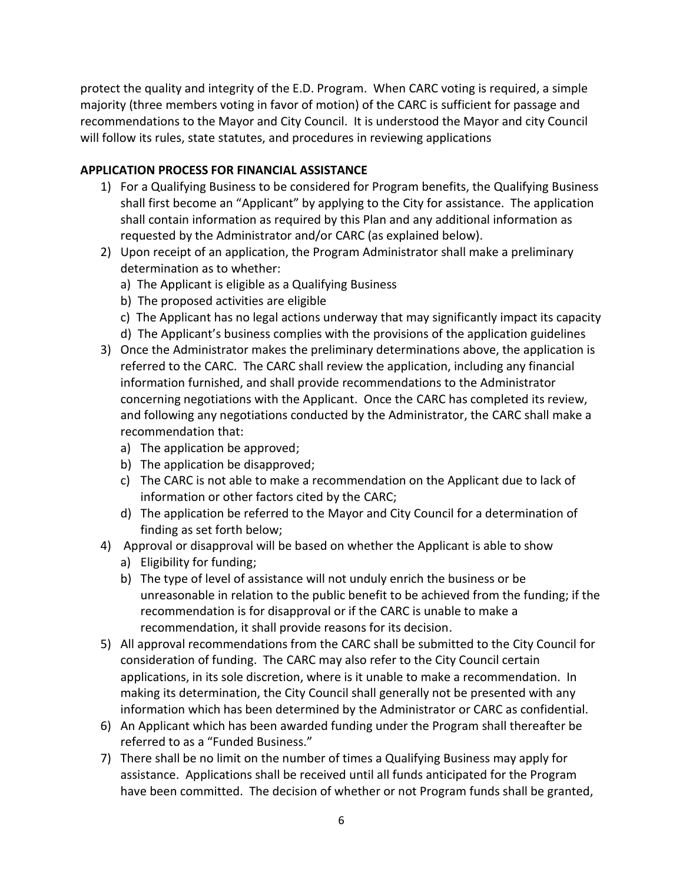protect the quality and integrity of the E.D. Program. When CARC voting is required, a simple majority (three members voting in favor of motion) of the CARC is sufficient for passage and recommendations to the Mayor and City Council. It is understood the Mayor and city Council will follow its rules, state statutes, and procedures in reviewing applications

**APPLICATION PROCESS FOR FINANCIAL ASSISTANCE**

1) For a Qualifying Business to be considered for Program benefits, the Qualifying Business shall first become an "Applicant" by applying to the City for assistance. The application shall contain information as required by this Plan and any additional information as requested by the Administrator and/or CARC (as explained below).
2) Upon receipt of an application, the Program Administrator shall make a preliminary determination as to whether:
   a) The Applicant is eligible as a Qualifying Business
   b) The proposed activities are eligible
   c) The Applicant has no legal actions underway that may significantly impact its capacity
   d) The Applicant's business complies with the provisions of the application guidelines
3) Once the Administrator makes the preliminary determinations above, the application is referred to the CARC. The CARC shall review the application, including any financial information furnished, and shall provide recommendations to the Administrator concerning negotiations with the Applicant. Once the CARC has completed its review, and following any negotiations conducted by the Administrator, the CARC shall make a recommendation that:
   a) The application be approved;
   b) The application be disapproved;
   c) The CARC is not able to make a recommendation on the Applicant due to lack of information or other factors cited by the CARC;
   d) The application be referred to the Mayor and City Council for a determination of finding as set forth below;
4) Approval or disapproval will be based on whether the Applicant is able to show
   a) Eligibility for funding;
   b) The type of level of assistance will not unduly enrich the business or be unreasonable in relation to the public benefit to be achieved from the funding; if the recommendation is for disapproval or if the CARC is unable to make a recommendation, it shall provide reasons for its decision.
5) All approval recommendations from the CARC shall be submitted to the City Council for consideration of funding. The CARC may also refer to the City Council certain applications, in its sole discretion, where is it unable to make a recommendation. In making its determination, the City Council shall generally not be presented with any information which has been determined by the Administrator or CARC as confidential.
6) An Applicant which has been awarded funding under the Program shall thereafter be referred to as a "Funded Business."
7) There shall be no limit on the number of times a Qualifying Business may apply for assistance. Applications shall be received until all funds anticipated for the Program have been committed. The decision of whether or not Program funds shall be granted,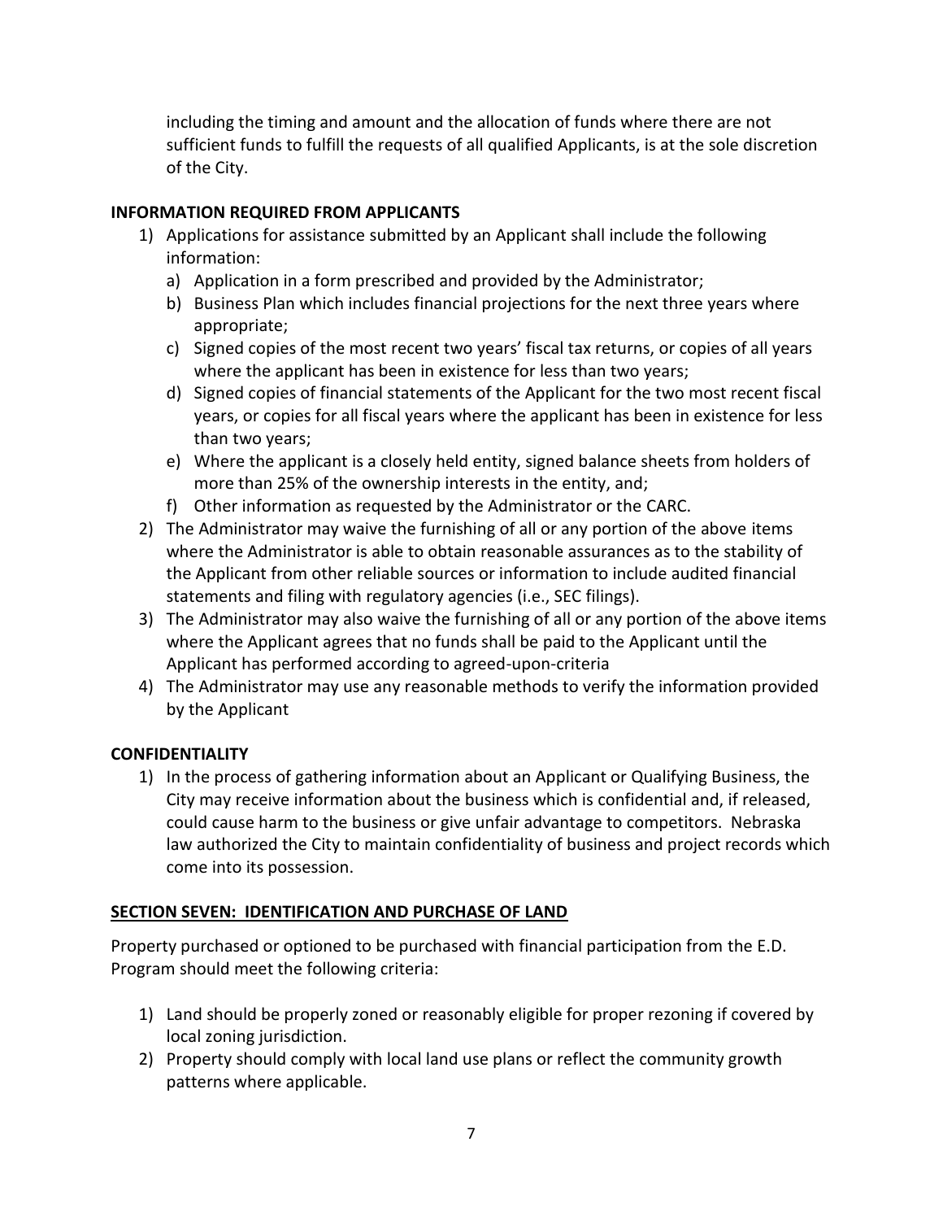including the timing and amount and the allocation of funds where there are not sufficient funds to fulfill the requests of all qualified Applicants, is at the sole discretion of the City.

**INFORMATION REQUIRED FROM APPLICANTS**

1) Applications for assistance submitted by an Applicant shall include the following information:
   a) Application in a form prescribed and provided by the Administrator;
   b) Business Plan which includes financial projections for the next three years where appropriate;
   c) Signed copies of the most recent two years' fiscal tax returns, or copies of all years where the applicant has been in existence for less than two years;
   d) Signed copies of financial statements of the Applicant for the two most recent fiscal years, or copies for all fiscal years where the applicant has been in existence for less than two years;
   e) Where the applicant is a closely held entity, signed balance sheets from holders of more than 25% of the ownership interests in the entity, and;
   f) Other information as requested by the Administrator or the CARC.
2) The Administrator may waive the furnishing of all or any portion of the above items where the Administrator is able to obtain reasonable assurances as to the stability of the Applicant from other reliable sources or information to include audited financial statements and filing with regulatory agencies (i.e., SEC filings).
3) The Administrator may also waive the furnishing of all or any portion of the above items where the Applicant agrees that no funds shall be paid to the Applicant until the Applicant has performed according to agreed-upon-criteria
4) The Administrator may use any reasonable methods to verify the information provided by the Applicant

**CONFIDENTIALITY**

1) In the process of gathering information about an Applicant or Qualifying Business, the City may receive information about the business which is confidential and, if released, could cause harm to the business or give unfair advantage to competitors. Nebraska law authorized the City to maintain confidentiality of business and project records which come into its possession.

## SECTION SEVEN: IDENTIFICATION AND PURCHASE OF LAND

Property purchased or optioned to be purchased with financial participation from the E.D. Program should meet the following criteria:

1) Land should be properly zoned or reasonably eligible for proper rezoning if covered by local zoning jurisdiction.
2) Property should comply with local land use plans or reflect the community growth patterns where applicable.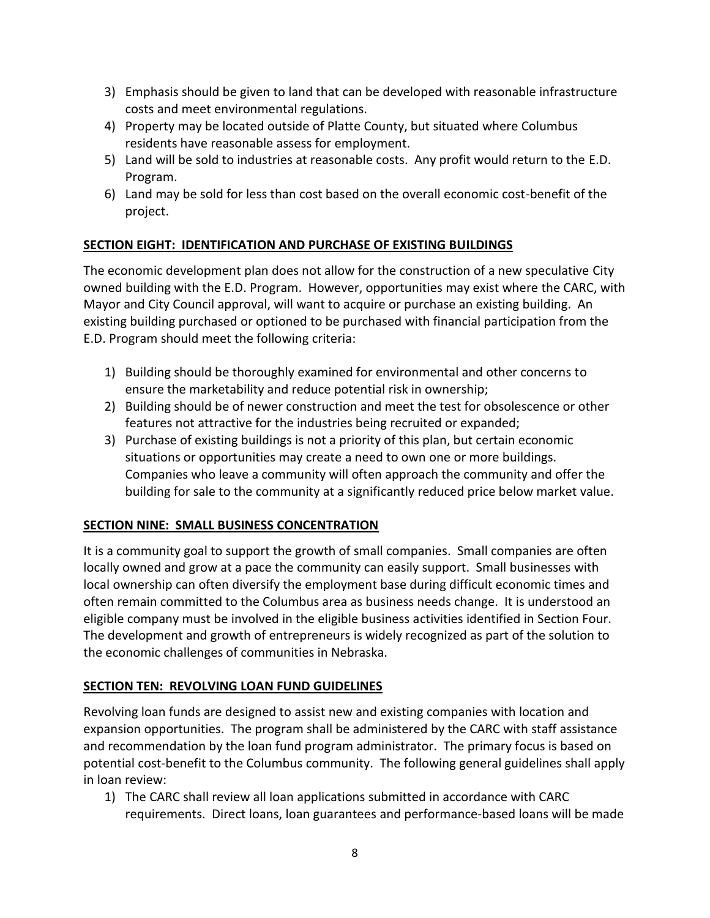3) Emphasis should be given to land that can be developed with reasonable infrastructure costs and meet environmental regulations.
4) Property may be located outside of Platte County, but situated where Columbus residents have reasonable assess for employment.
5) Land will be sold to industries at reasonable costs. Any profit would return to the E.D. Program.
6) Land may be sold for less than cost based on the overall economic cost-benefit of the project.

## SECTION EIGHT: IDENTIFICATION AND PURCHASE OF EXISTING BUILDINGS

The economic development plan does not allow for the construction of a new speculative City owned building with the E.D. Program. However, opportunities may exist where the CARC, with Mayor and City Council approval, will want to acquire or purchase an existing building. An existing building purchased or optioned to be purchased with financial participation from the E.D. Program should meet the following criteria:

1) Building should be thoroughly examined for environmental and other concerns to ensure the marketability and reduce potential risk in ownership;
2) Building should be of newer construction and meet the test for obsolescence or other features not attractive for the industries being recruited or expanded;
3) Purchase of existing buildings is not a priority of this plan, but certain economic situations or opportunities may create a need to own one or more buildings. Companies who leave a community will often approach the community and offer the building for sale to the community at a significantly reduced price below market value.

## SECTION NINE: SMALL BUSINESS CONCENTRATION

It is a community goal to support the growth of small companies. Small companies are often locally owned and grow at a pace the community can easily support. Small businesses with local ownership can often diversify the employment base during difficult economic times and often remain committed to the Columbus area as business needs change. It is understood an eligible company must be involved in the eligible business activities identified in Section Four. The development and growth of entrepreneurs is widely recognized as part of the solution to the economic challenges of communities in Nebraska.

## SECTION TEN: REVOLVING LOAN FUND GUIDELINES

Revolving loan funds are designed to assist new and existing companies with location and expansion opportunities. The program shall be administered by the CARC with staff assistance and recommendation by the loan fund program administrator. The primary focus is based on potential cost-benefit to the Columbus community. The following general guidelines shall apply in loan review:

1) The CARC shall review all loan applications submitted in accordance with CARC requirements. Direct loans, loan guarantees and performance-based loans will be made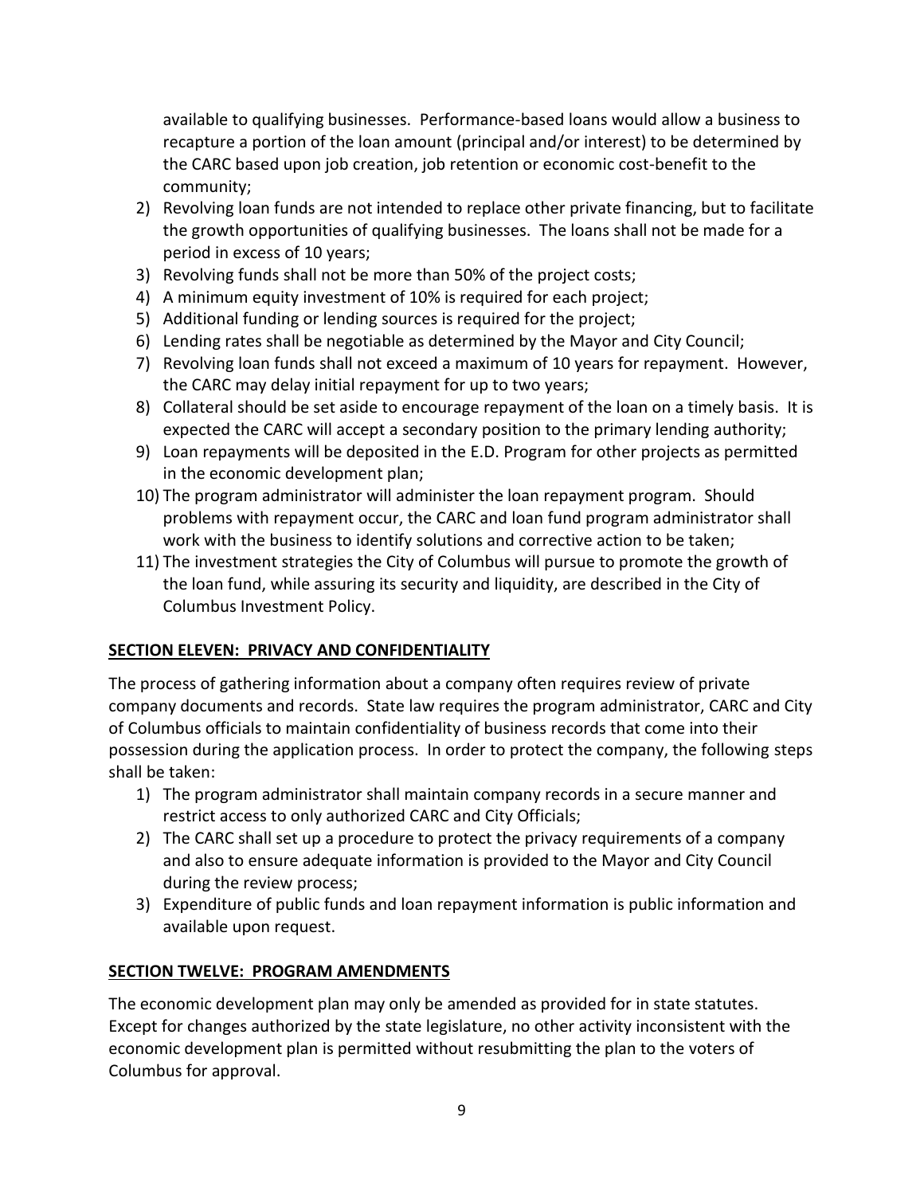available to qualifying businesses. Performance-based loans would allow a business to recapture a portion of the loan amount (principal and/or interest) to be determined by the CARC based upon job creation, job retention or economic cost-benefit to the community;

2) Revolving loan funds are not intended to replace other private financing, but to facilitate the growth opportunities of qualifying businesses. The loans shall not be made for a period in excess of 10 years;
3) Revolving funds shall not be more than 50% of the project costs;
4) A minimum equity investment of 10% is required for each project;
5) Additional funding or lending sources is required for the project;
6) Lending rates shall be negotiable as determined by the Mayor and City Council;
7) Revolving loan funds shall not exceed a maximum of 10 years for repayment. However, the CARC may delay initial repayment for up to two years;
8) Collateral should be set aside to encourage repayment of the loan on a timely basis. It is expected the CARC will accept a secondary position to the primary lending authority;
9) Loan repayments will be deposited in the E.D. Program for other projects as permitted in the economic development plan;
10) The program administrator will administer the loan repayment program. Should problems with repayment occur, the CARC and loan fund program administrator shall work with the business to identify solutions and corrective action to be taken;
11) The investment strategies the City of Columbus will pursue to promote the growth of the loan fund, while assuring its security and liquidity, are described in the City of Columbus Investment Policy.

## SECTION ELEVEN: PRIVACY AND CONFIDENTIALITY

The process of gathering information about a company often requires review of private company documents and records. State law requires the program administrator, CARC and City of Columbus officials to maintain confidentiality of business records that come into their possession during the application process. In order to protect the company, the following steps shall be taken:

1) The program administrator shall maintain company records in a secure manner and restrict access to only authorized CARC and City Officials;
2) The CARC shall set up a procedure to protect the privacy requirements of a company and also to ensure adequate information is provided to the Mayor and City Council during the review process;
3) Expenditure of public funds and loan repayment information is public information and available upon request.

## SECTION TWELVE: PROGRAM AMENDMENTS

The economic development plan may only be amended as provided for in state statutes. Except for changes authorized by the state legislature, no other activity inconsistent with the economic development plan is permitted without resubmitting the plan to the voters of Columbus for approval.